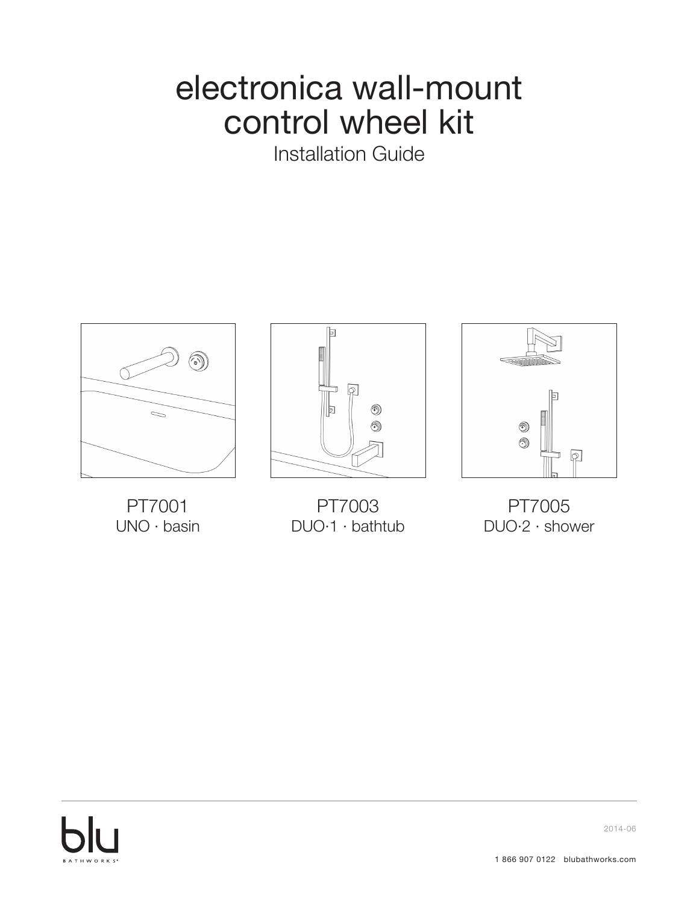# electronica wall-mount control wheel kit

Installation Guide

PT7001
UNO · basin

PT7003
DUO·1 · bathtub

PT7005
DUO·2 · shower

blu BATHWORKS

2014-06

1 866 907 0122 blubathworks.com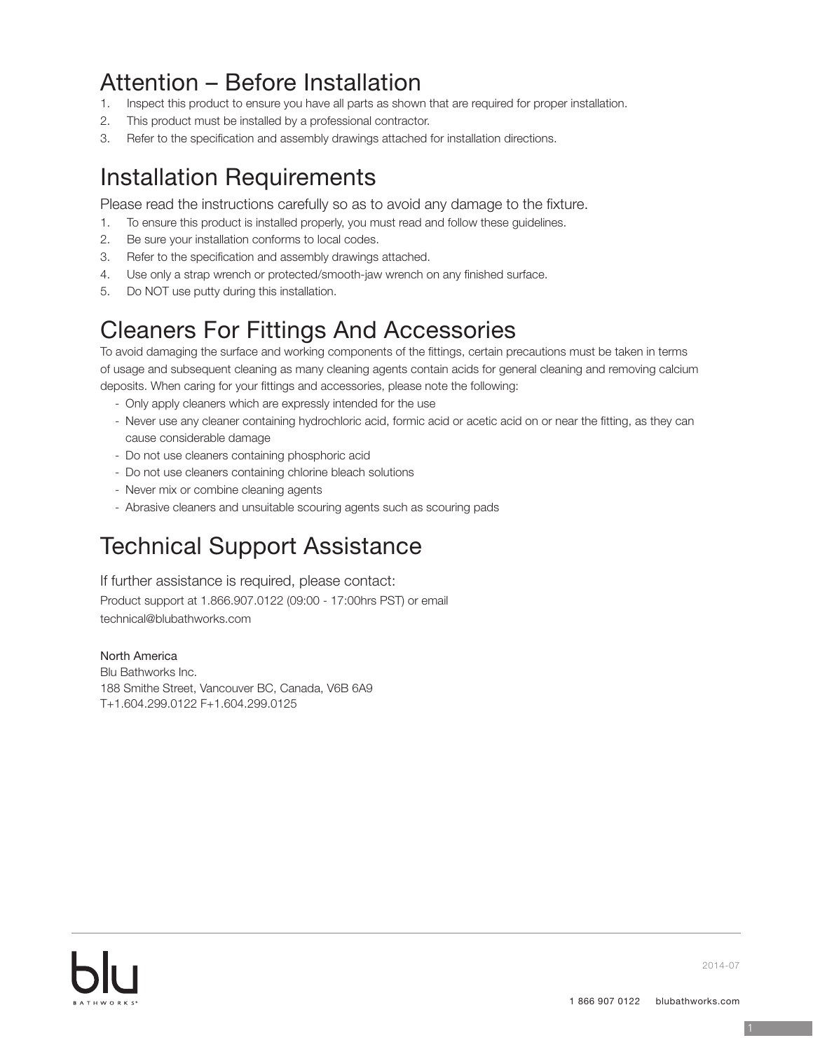## Attention – Before Installation

1. Inspect this product to ensure you have all parts as shown that are required for proper installation.
2. This product must be installed by a professional contractor.
3. Refer to the specification and assembly drawings attached for installation directions.

## Installation Requirements

Please read the instructions carefully so as to avoid any damage to the fixture.

1. To ensure this product is installed properly, you must read and follow these guidelines.
2. Be sure your installation conforms to local codes.
3. Refer to the specification and assembly drawings attached.
4. Use only a strap wrench or protected/smooth-jaw wrench on any finished surface.
5. Do NOT use putty during this installation.

## Cleaners For Fittings And Accessories

To avoid damaging the surface and working components of the fittings, certain precautions must be taken in terms of usage and subsequent cleaning as many cleaning agents contain acids for general cleaning and removing calcium deposits. When caring for your fittings and accessories, please note the following:

- Only apply cleaners which are expressly intended for the use
- Never use any cleaner containing hydrochloric acid, formic acid or acetic acid on or near the fitting, as they can cause considerable damage
- Do not use cleaners containing phosphoric acid
- Do not use cleaners containing chlorine bleach solutions
- Never mix or combine cleaning agents
- Abrasive cleaners and unsuitable scouring agents such as scouring pads

## Technical Support Assistance

If further assistance is required, please contact:

Product support at 1.866.907.0122 (09:00 - 17:00hrs PST) or email
technical@blubathworks.com

North America
Blu Bathworks Inc.
188 Smithe Street, Vancouver BC, Canada, V6B 6A9
T+1.604.299.0122 F+1.604.299.0125

2014-07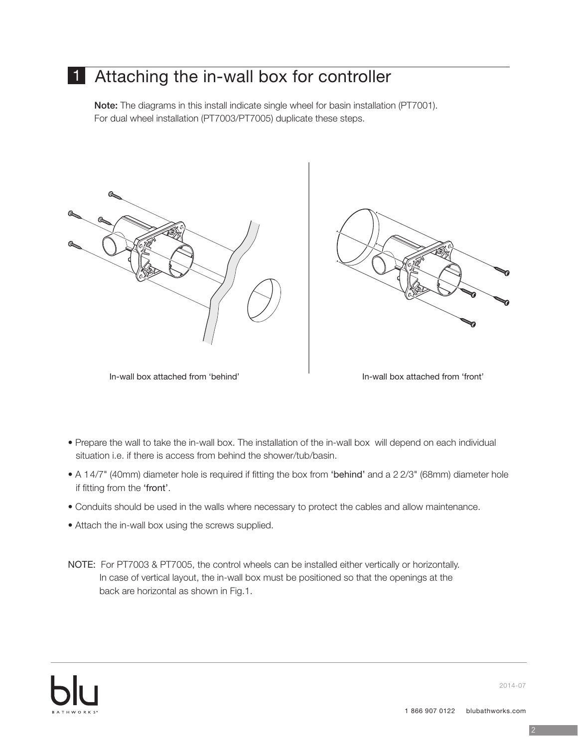# 1 Attaching the in-wall box for controller

**Note:** The diagrams in this install indicate single wheel for basin installation (PT7001).
For dual wheel installation (PT7003/PT7005) duplicate these steps.

In-wall box attached from 'behind'

In-wall box attached from 'front'

- Prepare the wall to take the in-wall box. The installation of the in-wall box will depend on each individual situation i.e. if there is access from behind the shower/tub/basin.
- A 1 4/7" (40mm) diameter hole is required if fitting the box from **'behind'** and a 2 2/3" (68mm) diameter hole if fitting from the **'front'**.
- Conduits should be used in the walls where necessary to protect the cables and allow maintenance.
- Attach the in-wall box using the screws supplied.

NOTE: For PT7003 & PT7005, the control wheels can be installed either vertically or horizontally. In case of vertical layout, the in-wall box must be positioned so that the openings at the back are horizontal as shown in Fig.1.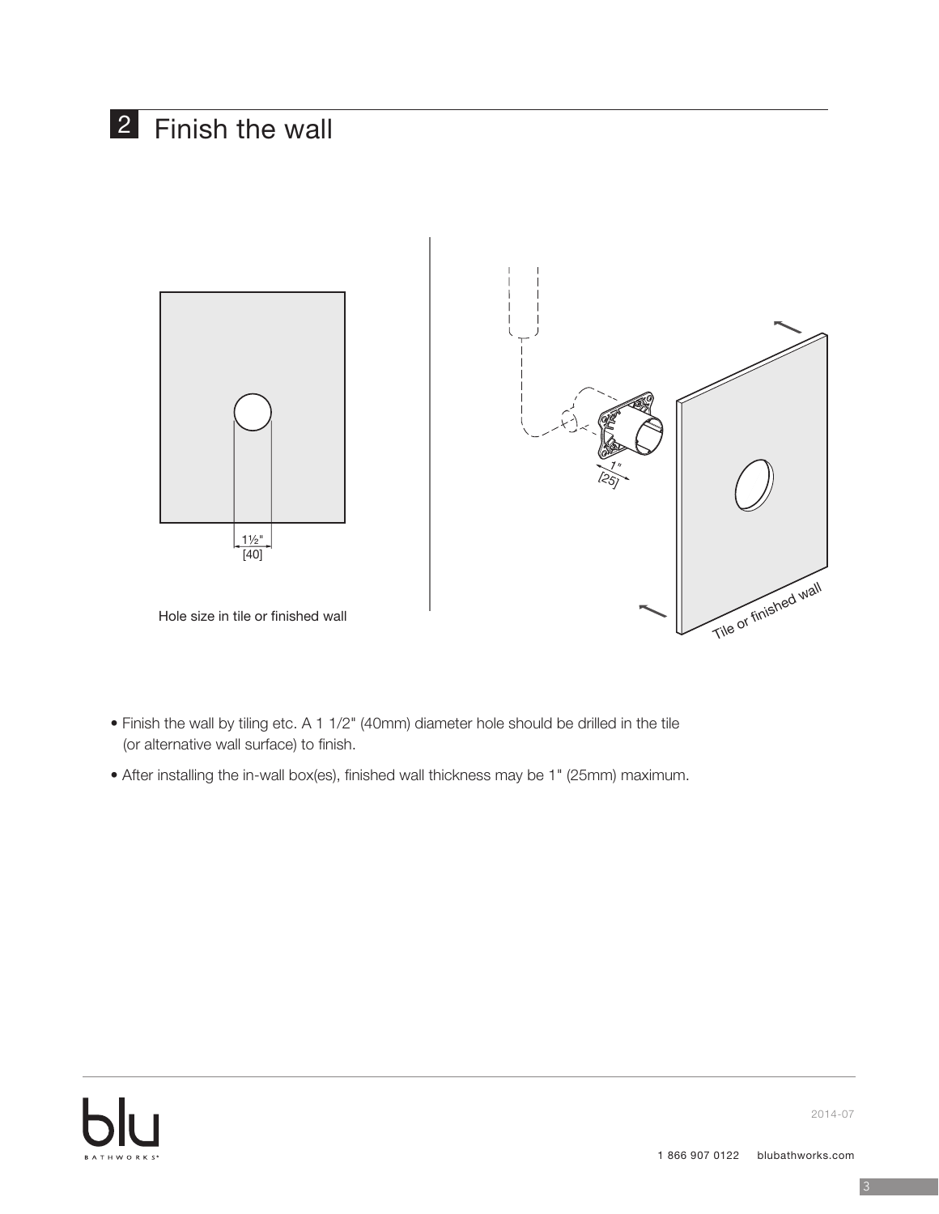## 2 Finish the wall

1½"
[40]

Hole size in tile or finished wall

1"
[25]

Tile or finished wall

- Finish the wall by tiling etc. A 1 1/2" (40mm) diameter hole should be drilled in the tile (or alternative wall surface) to finish.
- After installing the in-wall box(es), finished wall thickness may be 1" (25mm) maximum.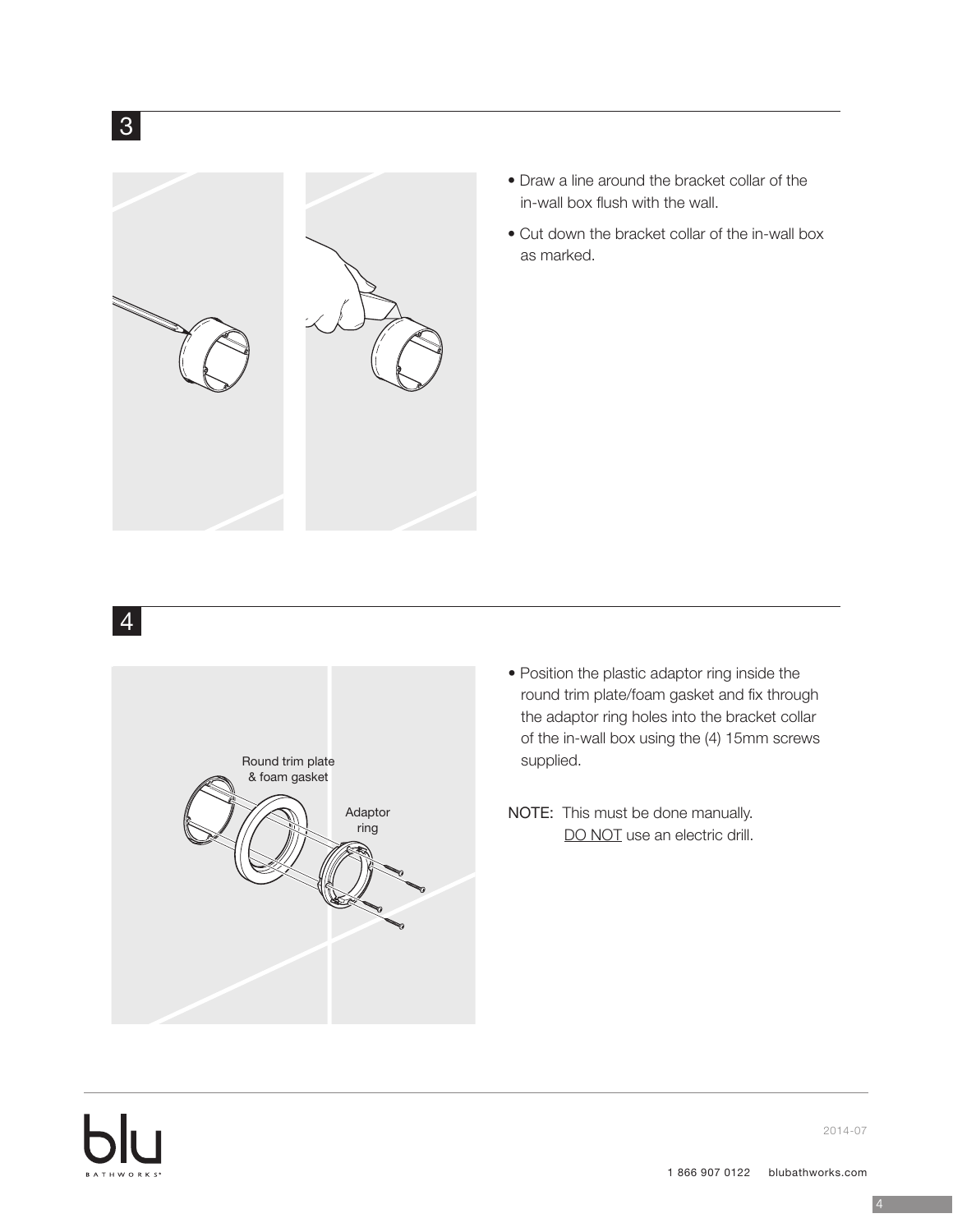## 3

- Draw a line around the bracket collar of the in-wall box flush with the wall.
- Cut down the bracket collar of the in-wall box as marked.

## 4

Round trim plate & foam gasket

Adaptor ring

- Position the plastic adaptor ring inside the round trim plate/foam gasket and fix through the adaptor ring holes into the bracket collar of the in-wall box using the (4) 15mm screws supplied.

NOTE: This must be done manually. DO NOT use an electric drill.

2014-07

1 866 907 0122 blubathworks.com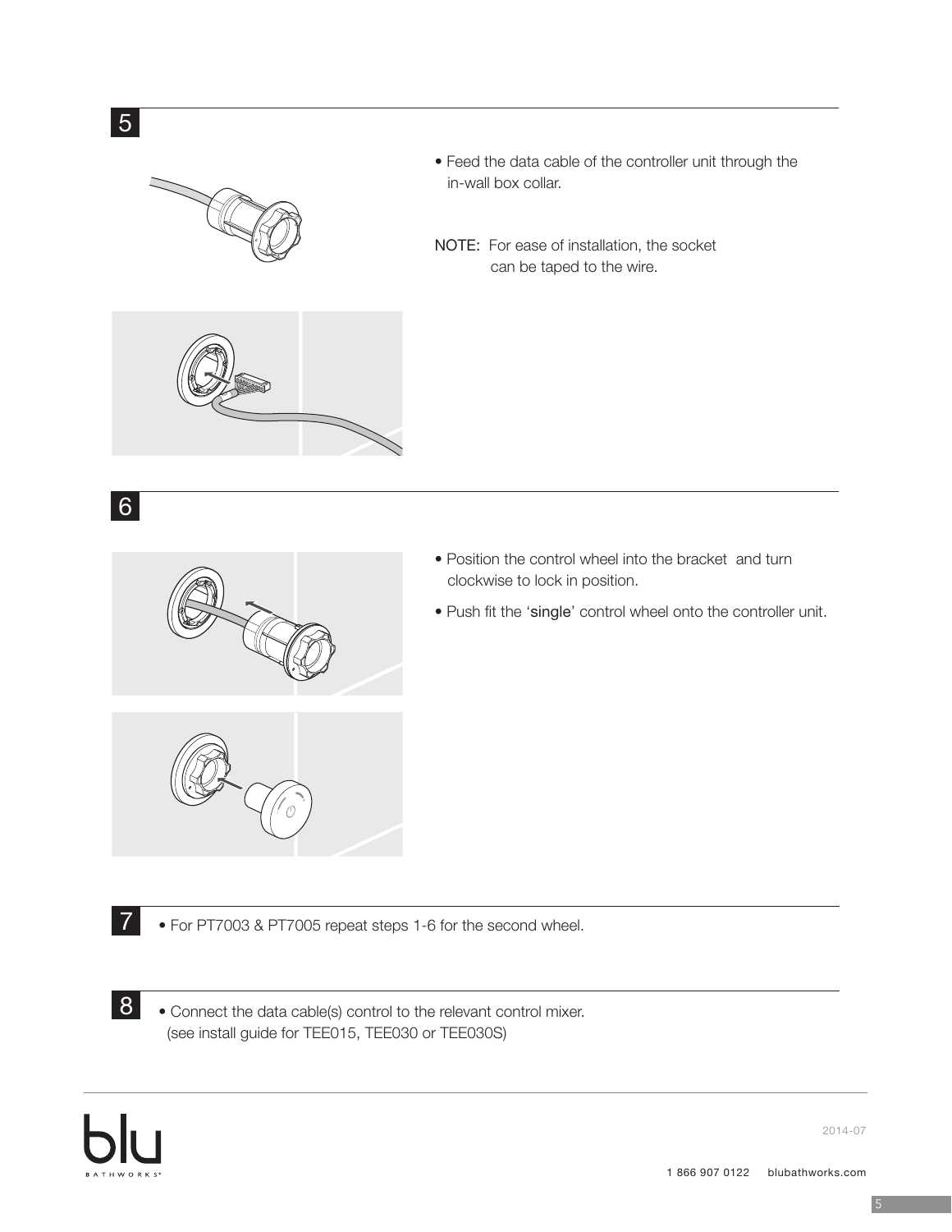## 5

- Feed the data cable of the controller unit through the in-wall box collar.

NOTE: For ease of installation, the socket can be taped to the wire.

## 6

- Position the control wheel into the bracket and turn clockwise to lock in position.
- Push fit the 'single' control wheel onto the controller unit.

## 7

- For PT7003 & PT7005 repeat steps 1-6 for the second wheel.

## 8

- Connect the data cable(s) control to the relevant control mixer. (see install guide for TEE015, TEE030 or TEE030S)

2014-07

1 866 907 0122 blubathworks.com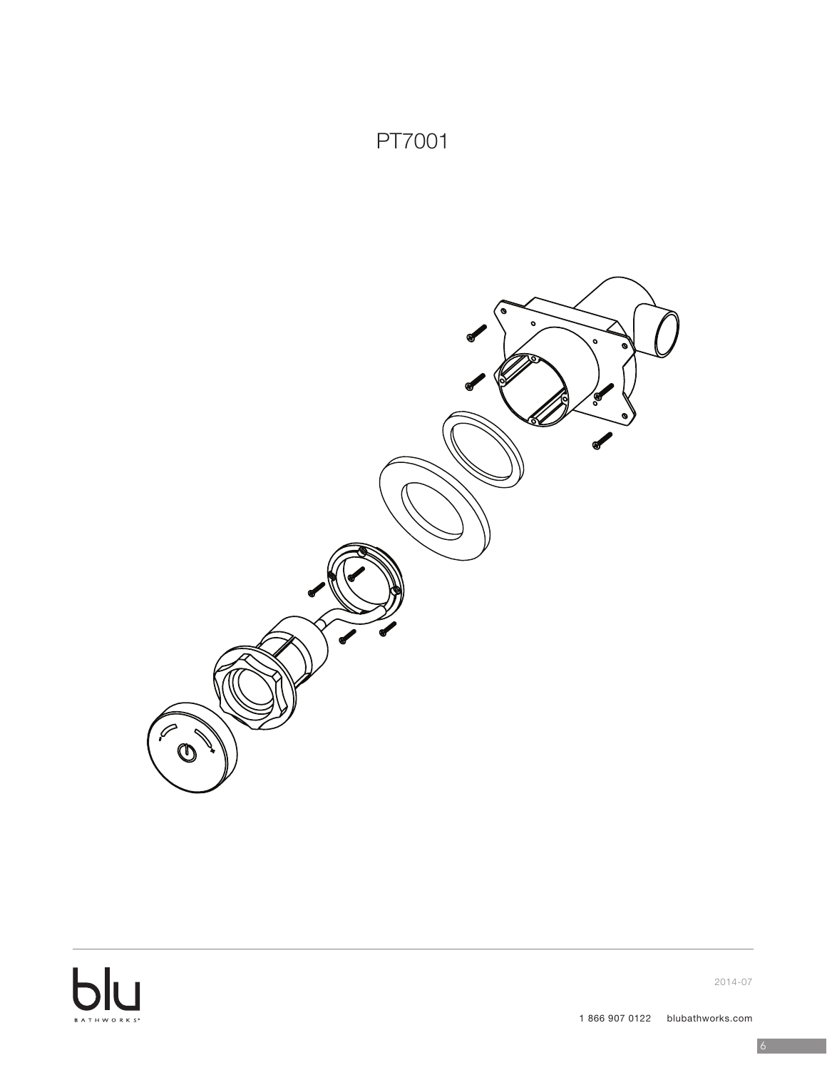# PT7001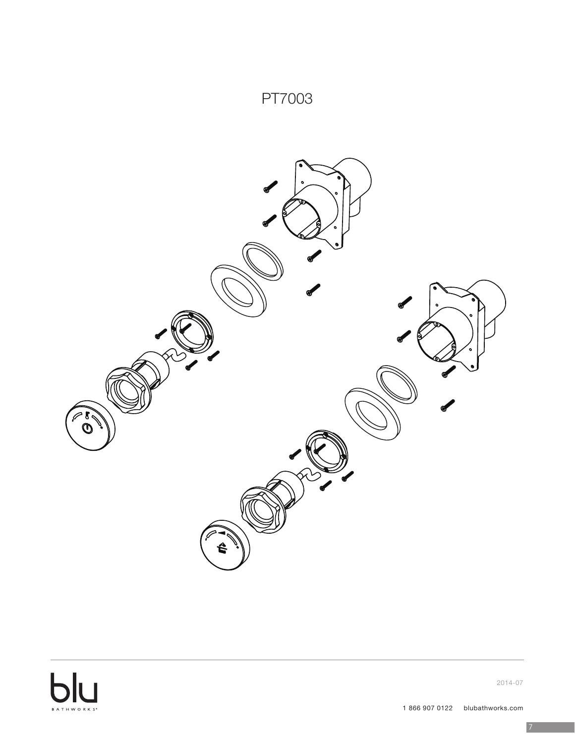# PT7003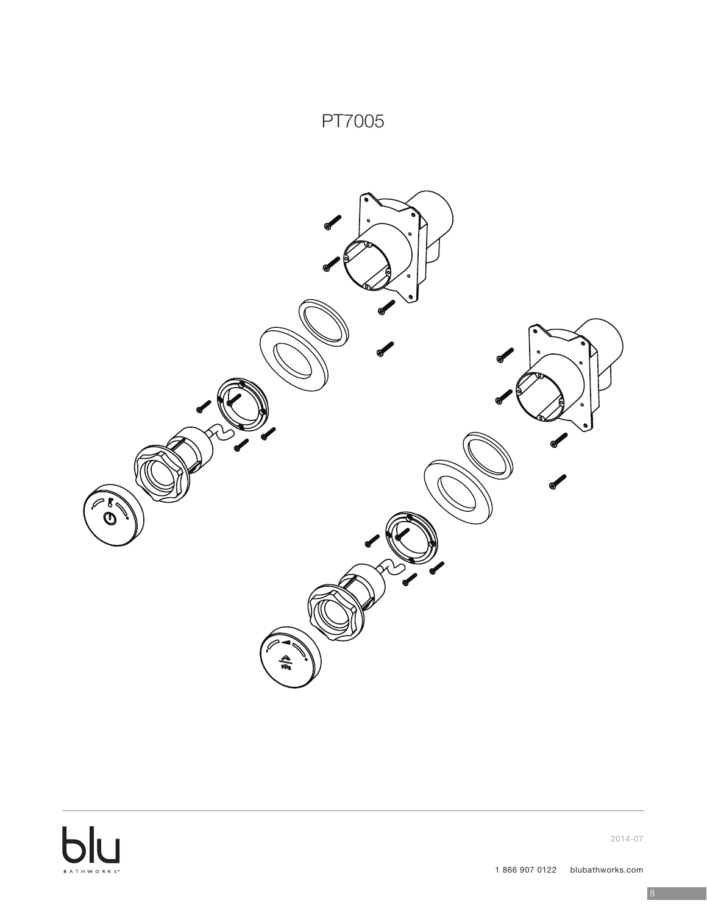# PT7005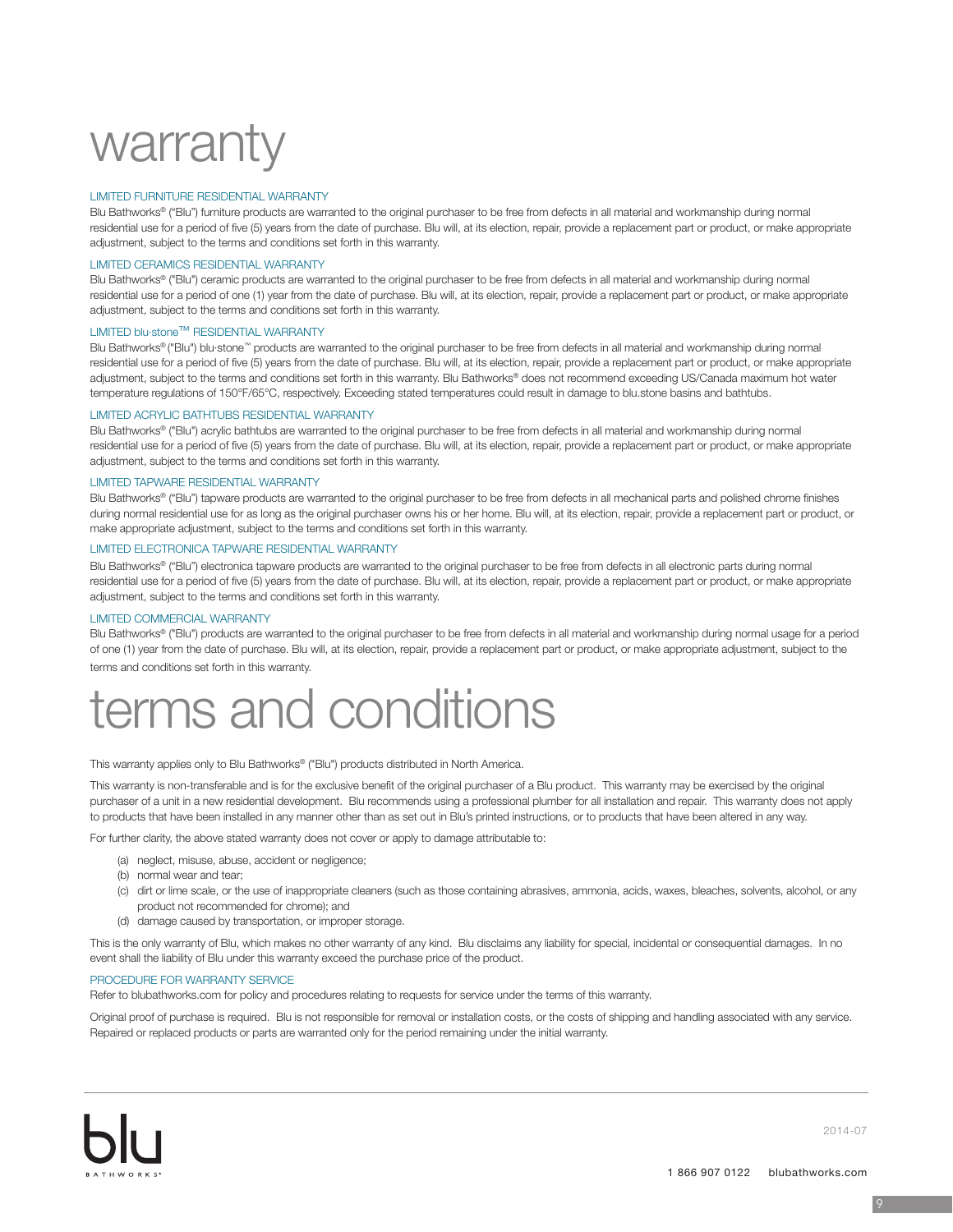# warranty

### LIMITED FURNITURE RESIDENTIAL WARRANTY

Blu Bathworks® ("Blu") furniture products are warranted to the original purchaser to be free from defects in all material and workmanship during normal residential use for a period of five (5) years from the date of purchase. Blu will, at its election, repair, provide a replacement part or product, or make appropriate adjustment, subject to the terms and conditions set forth in this warranty.

### LIMITED CERAMICS RESIDENTIAL WARRANTY

Blu Bathworks® ("Blu") ceramic products are warranted to the original purchaser to be free from defects in all material and workmanship during normal residential use for a period of one (1) year from the date of purchase. Blu will, at its election, repair, provide a replacement part or product, or make appropriate adjustment, subject to the terms and conditions set forth in this warranty.

### LIMITED blu·stone™ RESIDENTIAL WARRANTY

Blu Bathworks® ("Blu") blu·stone™ products are warranted to the original purchaser to be free from defects in all material and workmanship during normal residential use for a period of five (5) years from the date of purchase. Blu will, at its election, repair, provide a replacement part or product, or make appropriate adjustment, subject to the terms and conditions set forth in this warranty. Blu Bathworks® does not recommend exceeding US/Canada maximum hot water temperature regulations of 150°F/65°C, respectively. Exceeding stated temperatures could result in damage to blu.stone basins and bathtubs.

### LIMITED ACRYLIC BATHTUBS RESIDENTIAL WARRANTY

Blu Bathworks® ("Blu") acrylic bathtubs are warranted to the original purchaser to be free from defects in all material and workmanship during normal residential use for a period of five (5) years from the date of purchase. Blu will, at its election, repair, provide a replacement part or product, or make appropriate adjustment, subject to the terms and conditions set forth in this warranty.

### LIMITED TAPWARE RESIDENTIAL WARRANTY

Blu Bathworks® ("Blu") tapware products are warranted to the original purchaser to be free from defects in all mechanical parts and polished chrome finishes during normal residential use for as long as the original purchaser owns his or her home. Blu will, at its election, repair, provide a replacement part or product, or make appropriate adjustment, subject to the terms and conditions set forth in this warranty.

### LIMITED ELECTRONICA TAPWARE RESIDENTIAL WARRANTY

Blu Bathworks® ("Blu") electronica tapware products are warranted to the original purchaser to be free from defects in all electronic parts during normal residential use for a period of five (5) years from the date of purchase. Blu will, at its election, repair, provide a replacement part or product, or make appropriate adjustment, subject to the terms and conditions set forth in this warranty.

### LIMITED COMMERCIAL WARRANTY

Blu Bathworks® ("Blu") products are warranted to the original purchaser to be free from defects in all material and workmanship during normal usage for a period of one (1) year from the date of purchase. Blu will, at its election, repair, provide a replacement part or product, or make appropriate adjustment, subject to the terms and conditions set forth in this warranty.

# terms and conditions

This warranty applies only to Blu Bathworks® ("Blu") products distributed in North America.

This warranty is non-transferable and is for the exclusive benefit of the original purchaser of a Blu product. This warranty may be exercised by the original purchaser of a unit in a new residential development. Blu recommends using a professional plumber for all installation and repair. This warranty does not apply to products that have been installed in any manner other than as set out in Blu's printed instructions, or to products that have been altered in any way.

For further clarity, the above stated warranty does not cover or apply to damage attributable to:

(a) neglect, misuse, abuse, accident or negligence;
(b) normal wear and tear;
(c) dirt or lime scale, or the use of inappropriate cleaners (such as those containing abrasives, ammonia, acids, waxes, bleaches, solvents, alcohol, or any product not recommended for chrome); and
(d) damage caused by transportation, or improper storage.

This is the only warranty of Blu, which makes no other warranty of any kind. Blu disclaims any liability for special, incidental or consequential damages. In no event shall the liability of Blu under this warranty exceed the purchase price of the product.

### PROCEDURE FOR WARRANTY SERVICE

Refer to blubathworks.com for policy and procedures relating to requests for service under the terms of this warranty.

Original proof of purchase is required. Blu is not responsible for removal or installation costs, or the costs of shipping and handling associated with any service. Repaired or replaced products or parts are warranted only for the period remaining under the initial warranty.

blu BATHWORKS®

2014-07

1 866 907 0122 blubathworks.com